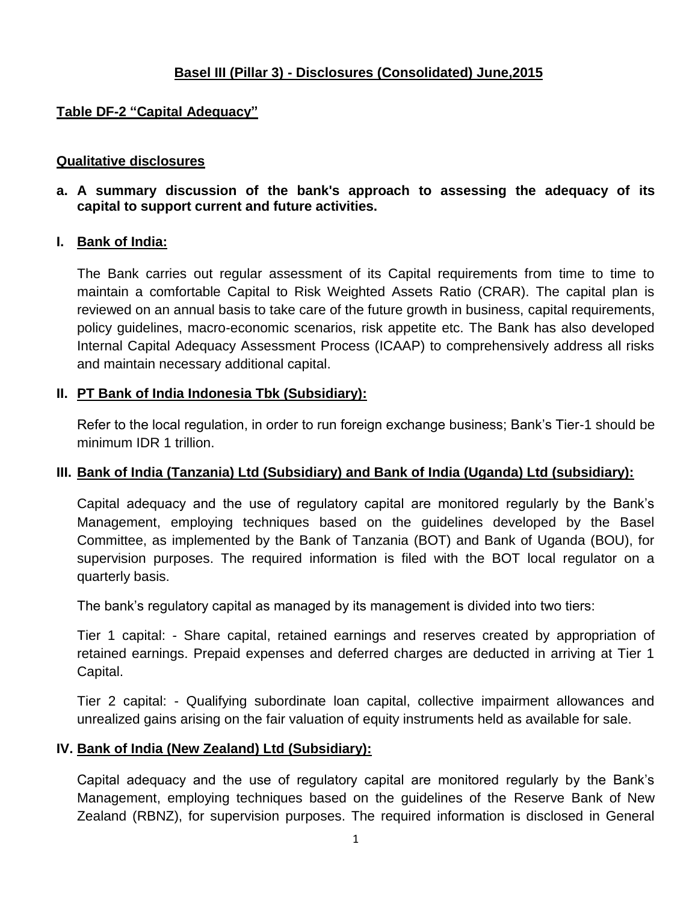# Basel III (Pillar 3) - Disclosures (Consolidated) June,2015

## Table DF-2 "Capital Adequacy"

### Qualitative disclosures

**a. A summary discussion of the bank's approach to assessing the adequacy of its capital to support current and future activities.**

**I. Bank of India:**

The Bank carries out regular assessment of its Capital requirements from time to time to maintain a comfortable Capital to Risk Weighted Assets Ratio (CRAR). The capital plan is reviewed on an annual basis to take care of the future growth in business, capital requirements, policy guidelines, macro-economic scenarios, risk appetite etc. The Bank has also developed Internal Capital Adequacy Assessment Process (ICAAP) to comprehensively address all risks and maintain necessary additional capital.

**II. PT Bank of India Indonesia Tbk (Subsidiary):**

Refer to the local regulation, in order to run foreign exchange business; Bank's Tier-1 should be minimum IDR 1 trillion.

**III. Bank of India (Tanzania) Ltd (Subsidiary) and Bank of India (Uganda) Ltd (subsidiary):**

Capital adequacy and the use of regulatory capital are monitored regularly by the Bank's Management, employing techniques based on the guidelines developed by the Basel Committee, as implemented by the Bank of Tanzania (BOT) and Bank of Uganda (BOU), for supervision purposes. The required information is filed with the BOT local regulator on a quarterly basis.

The bank's regulatory capital as managed by its management is divided into two tiers:

Tier 1 capital: - Share capital, retained earnings and reserves created by appropriation of retained earnings. Prepaid expenses and deferred charges are deducted in arriving at Tier 1 Capital.

Tier 2 capital: - Qualifying subordinate loan capital, collective impairment allowances and unrealized gains arising on the fair valuation of equity instruments held as available for sale.

**IV. Bank of India (New Zealand) Ltd (Subsidiary):**

Capital adequacy and the use of regulatory capital are monitored regularly by the Bank's Management, employing techniques based on the guidelines of the Reserve Bank of New Zealand (RBNZ), for supervision purposes. The required information is disclosed in General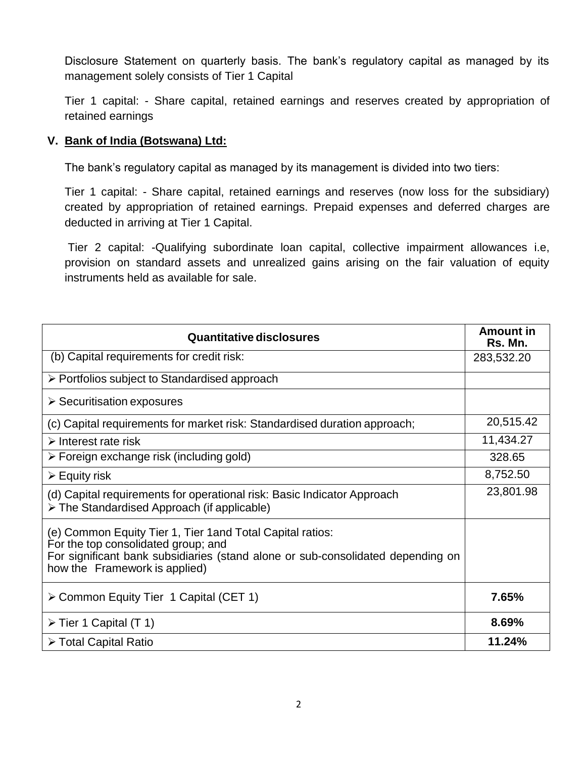Disclosure Statement on quarterly basis. The bank's regulatory capital as managed by its management solely consists of Tier 1 Capital

Tier 1 capital: - Share capital, retained earnings and reserves created by appropriation of retained earnings

### V. Bank of India (Botswana) Ltd:

The bank's regulatory capital as managed by its management is divided into two tiers:

Tier 1 capital: - Share capital, retained earnings and reserves (now loss for the subsidiary) created by appropriation of retained earnings. Prepaid expenses and deferred charges are deducted in arriving at Tier 1 Capital.

Tier 2 capital: -Qualifying subordinate loan capital, collective impairment allowances i.e, provision on standard assets and unrealized gains arising on the fair valuation of equity instruments held as available for sale.

| Quantitative disclosures | Amount in Rs. Mn. |
|---|---|
| (b) Capital requirements for credit risk: | 283,532.20 |
| ➢ Portfolios subject to Standardised approach | |
| ➢ Securitisation exposures | |
| (c) Capital requirements for market risk: Standardised duration approach; | 20,515.42 |
| ➢ Interest rate risk | 11,434.27 |
| ➢ Foreign exchange risk (including gold) | 328.65 |
| ➢ Equity risk | 8,752.50 |
| (d) Capital requirements for operational risk: Basic Indicator Approach<br>➢ The Standardised Approach (if applicable) | 23,801.98 |
| (e) Common Equity Tier 1, Tier 1and Total Capital ratios:<br>For the top consolidated group; and<br>For significant bank subsidiaries (stand alone or sub-consolidated depending on how the Framework is applied) | |
| ➢ Common Equity Tier 1 Capital (CET 1) | **7.65%** |
| ➢ Tier 1 Capital (T 1) | **8.69%** |
| ➢ Total Capital Ratio | **11.24%** |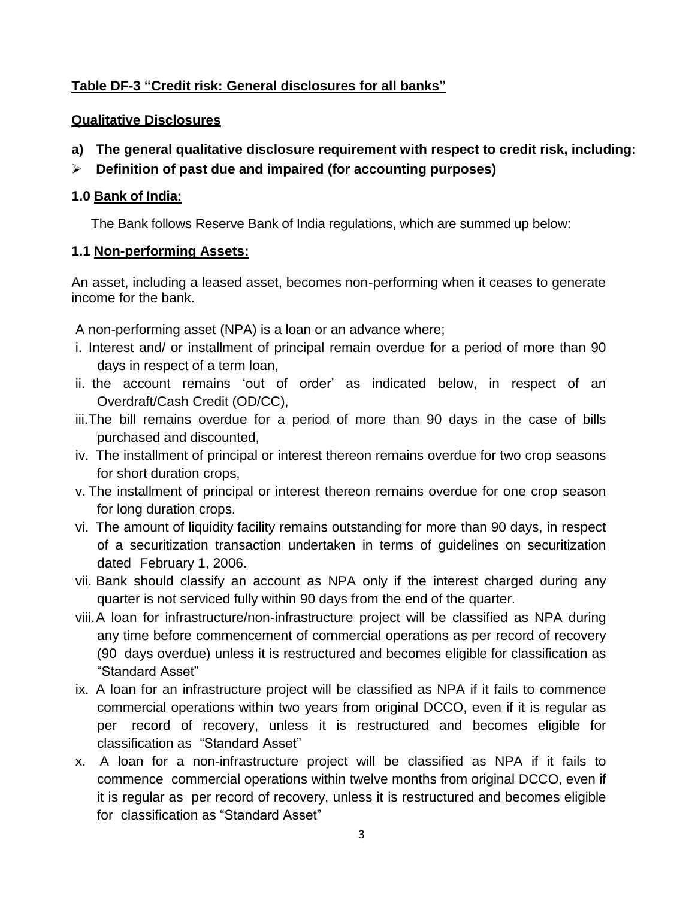**Table DF-3 "Credit risk: General disclosures for all banks"**

**Qualitative Disclosures**

**a) The general qualitative disclosure requirement with respect to credit risk, including:**

- **Definition of past due and impaired (for accounting purposes)**

**1.0 Bank of India:**

The Bank follows Reserve Bank of India regulations, which are summed up below:

**1.1 Non-performing Assets:**

An asset, including a leased asset, becomes non-performing when it ceases to generate income for the bank.

A non-performing asset (NPA) is a loan or an advance where;

i. Interest and/ or installment of principal remain overdue for a period of more than 90 days in respect of a term loan,

ii. the account remains 'out of order' as indicated below, in respect of an Overdraft/Cash Credit (OD/CC),

iii. The bill remains overdue for a period of more than 90 days in the case of bills purchased and discounted,

iv. The installment of principal or interest thereon remains overdue for two crop seasons for short duration crops,

v. The installment of principal or interest thereon remains overdue for one crop season for long duration crops.

vi. The amount of liquidity facility remains outstanding for more than 90 days, in respect of a securitization transaction undertaken in terms of guidelines on securitization dated February 1, 2006.

vii. Bank should classify an account as NPA only if the interest charged during any quarter is not serviced fully within 90 days from the end of the quarter.

viii. A loan for infrastructure/non-infrastructure project will be classified as NPA during any time before commencement of commercial operations as per record of recovery (90 days overdue) unless it is restructured and becomes eligible for classification as "Standard Asset"

ix. A loan for an infrastructure project will be classified as NPA if it fails to commence commercial operations within two years from original DCCO, even if it is regular as per record of recovery, unless it is restructured and becomes eligible for classification as "Standard Asset"

x. A loan for a non-infrastructure project will be classified as NPA if it fails to commence commercial operations within twelve months from original DCCO, even if it is regular as per record of recovery, unless it is restructured and becomes eligible for classification as "Standard Asset"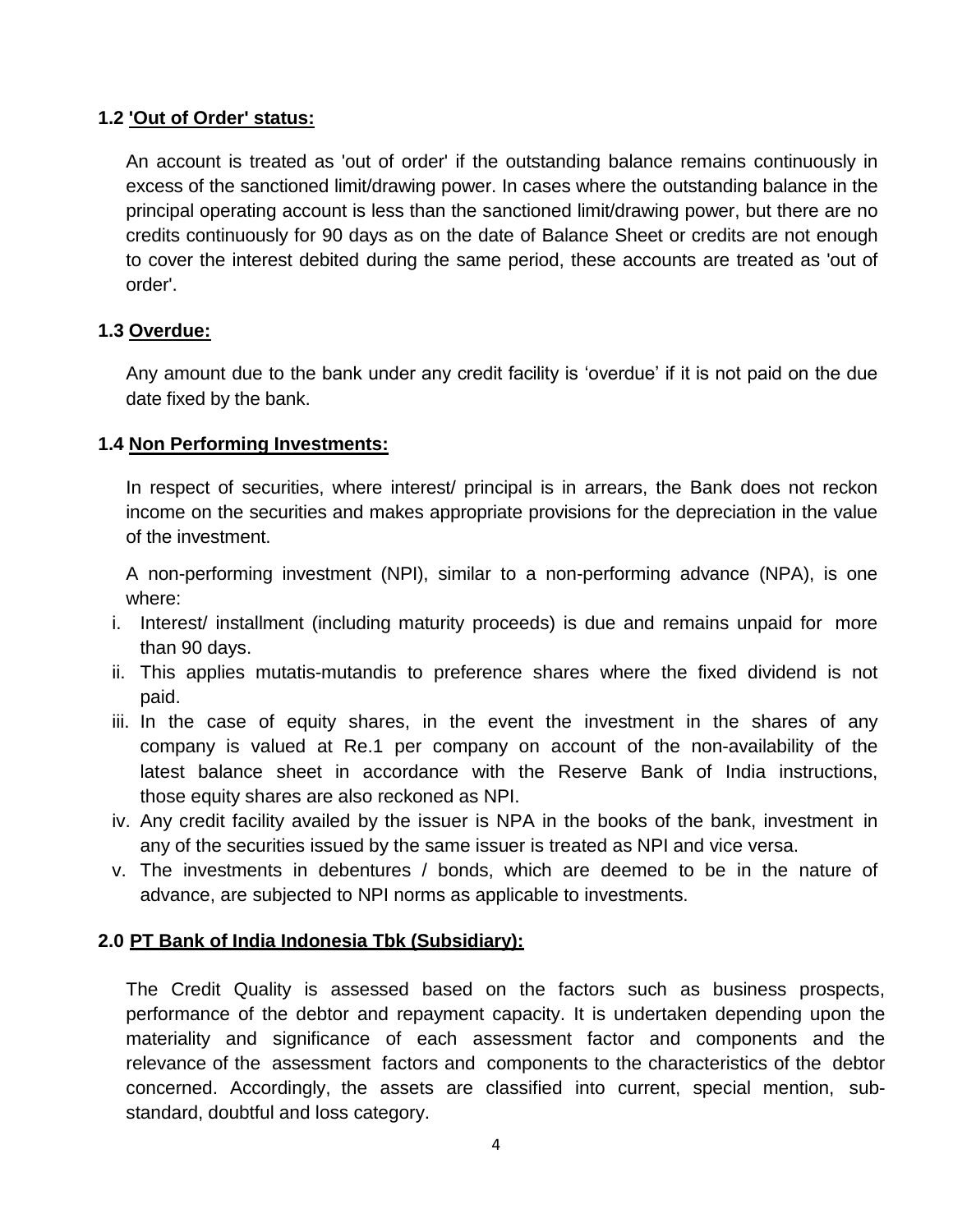### 1.2 'Out of Order' status:

An account is treated as 'out of order' if the outstanding balance remains continuously in excess of the sanctioned limit/drawing power. In cases where the outstanding balance in the principal operating account is less than the sanctioned limit/drawing power, but there are no credits continuously for 90 days as on the date of Balance Sheet or credits are not enough to cover the interest debited during the same period, these accounts are treated as 'out of order'.

### 1.3 Overdue:

Any amount due to the bank under any credit facility is 'overdue' if it is not paid on the due date fixed by the bank.

### 1.4 Non Performing Investments:

In respect of securities, where interest/ principal is in arrears, the Bank does not reckon income on the securities and makes appropriate provisions for the depreciation in the value of the investment.

A non-performing investment (NPI), similar to a non-performing advance (NPA), is one where:

i. Interest/ installment (including maturity proceeds) is due and remains unpaid for more than 90 days.
ii. This applies mutatis-mutandis to preference shares where the fixed dividend is not paid.
iii. In the case of equity shares, in the event the investment in the shares of any company is valued at Re.1 per company on account of the non-availability of the latest balance sheet in accordance with the Reserve Bank of India instructions, those equity shares are also reckoned as NPI.
iv. Any credit facility availed by the issuer is NPA in the books of the bank, investment in any of the securities issued by the same issuer is treated as NPI and vice versa.
v. The investments in debentures / bonds, which are deemed to be in the nature of advance, are subjected to NPI norms as applicable to investments.

## 2.0 PT Bank of India Indonesia Tbk (Subsidiary):

The Credit Quality is assessed based on the factors such as business prospects, performance of the debtor and repayment capacity. It is undertaken depending upon the materiality and significance of each assessment factor and components and the relevance of the assessment factors and components to the characteristics of the debtor concerned. Accordingly, the assets are classified into current, special mention, sub-standard, doubtful and loss category.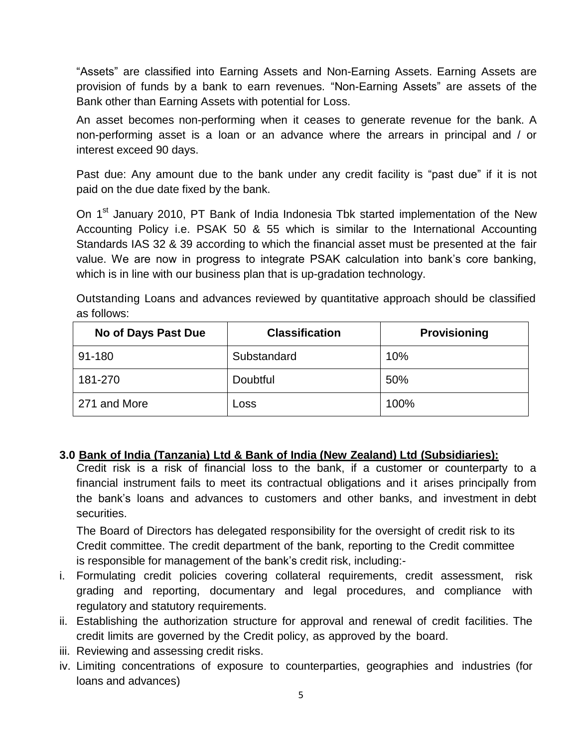"Assets" are classified into Earning Assets and Non-Earning Assets. Earning Assets are provision of funds by a bank to earn revenues. "Non-Earning Assets" are assets of the Bank other than Earning Assets with potential for Loss.

An asset becomes non-performing when it ceases to generate revenue for the bank. A non-performing asset is a loan or an advance where the arrears in principal and / or interest exceed 90 days.

Past due: Any amount due to the bank under any credit facility is "past due" if it is not paid on the due date fixed by the bank.

On 1st January 2010, PT Bank of India Indonesia Tbk started implementation of the New Accounting Policy i.e. PSAK 50 & 55 which is similar to the International Accounting Standards IAS 32 & 39 according to which the financial asset must be presented at the fair value. We are now in progress to integrate PSAK calculation into bank's core banking, which is in line with our business plan that is up-gradation technology.

Outstanding Loans and advances reviewed by quantitative approach should be classified as follows:

| No of Days Past Due | Classification | Provisioning |
|---|---|---|
| 91-180 | Substandard | 10% |
| 181-270 | Doubtful | 50% |
| 271 and More | Loss | 100% |

### 3.0 Bank of India (Tanzania) Ltd & Bank of India (New Zealand) Ltd (Subsidiaries):

Credit risk is a risk of financial loss to the bank, if a customer or counterparty to a financial instrument fails to meet its contractual obligations and it arises principally from the bank's loans and advances to customers and other banks, and investment in debt securities.

The Board of Directors has delegated responsibility for the oversight of credit risk to its Credit committee. The credit department of the bank, reporting to the Credit committee is responsible for management of the bank's credit risk, including:-

i. Formulating credit policies covering collateral requirements, credit assessment, risk grading and reporting, documentary and legal procedures, and compliance with regulatory and statutory requirements.
ii. Establishing the authorization structure for approval and renewal of credit facilities. The credit limits are governed by the Credit policy, as approved by the board.
iii. Reviewing and assessing credit risks.
iv. Limiting concentrations of exposure to counterparties, geographies and industries (for loans and advances)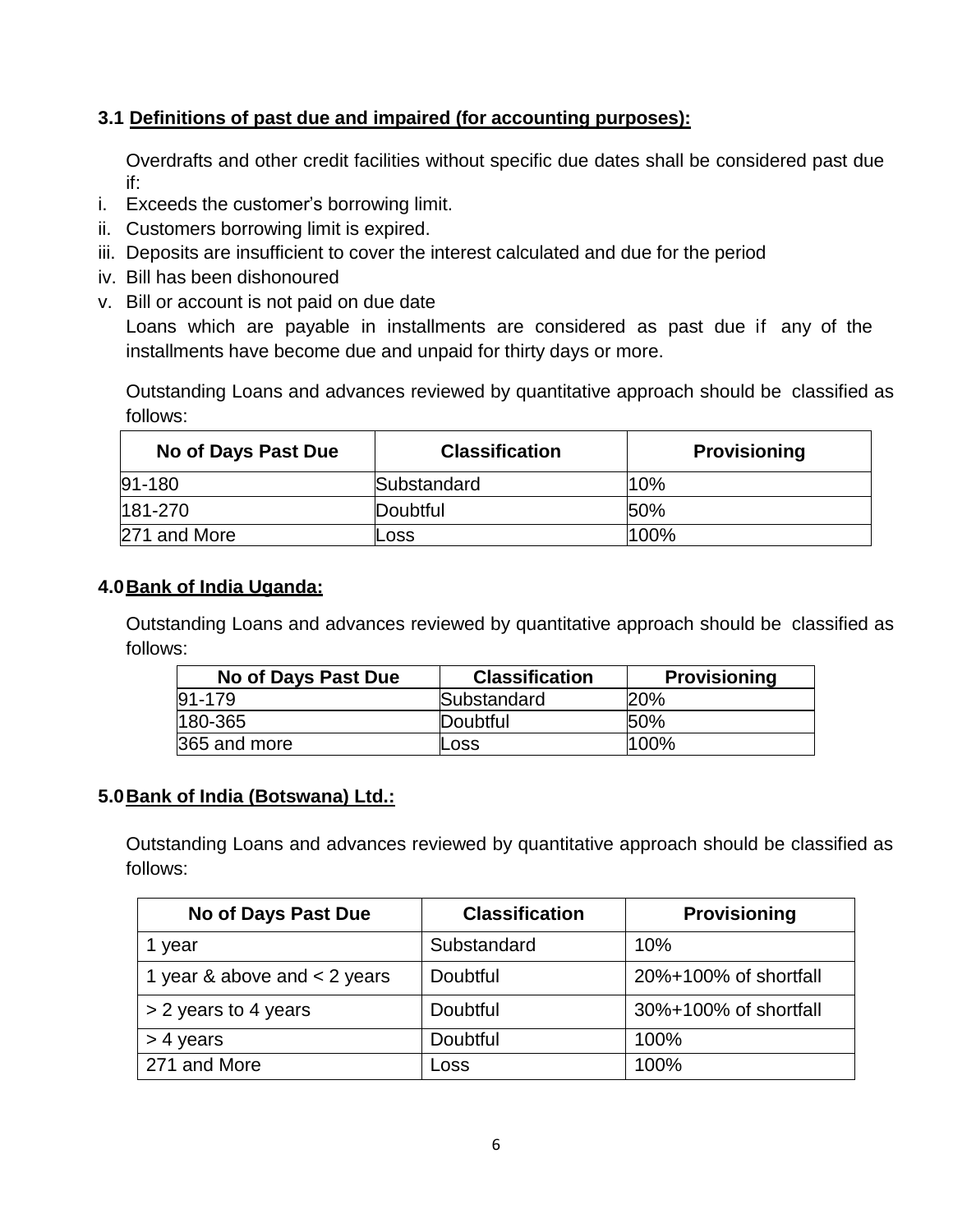### 3.1 Definitions of past due and impaired (for accounting purposes):

Overdrafts and other credit facilities without specific due dates shall be considered past due if:

i. Exceeds the customer's borrowing limit.
ii. Customers borrowing limit is expired.
iii. Deposits are insufficient to cover the interest calculated and due for the period
iv. Bill has been dishonoured
v. Bill or account is not paid on due date

Loans which are payable in installments are considered as past due if any of the installments have become due and unpaid for thirty days or more.

Outstanding Loans and advances reviewed by quantitative approach should be classified as follows:

| No of Days Past Due | Classification | Provisioning |
|---|---|---|
| 91-180 | Substandard | 10% |
| 181-270 | Doubtful | 50% |
| 271 and More | Loss | 100% |

## 4.0 Bank of India Uganda:

Outstanding Loans and advances reviewed by quantitative approach should be classified as follows:

| No of Days Past Due | Classification | Provisioning |
|---|---|---|
| 91-179 | Substandard | 20% |
| 180-365 | Doubtful | 50% |
| 365 and more | Loss | 100% |

## 5.0 Bank of India (Botswana) Ltd.:

Outstanding Loans and advances reviewed by quantitative approach should be classified as follows:

| No of Days Past Due | Classification | Provisioning |
|---|---|---|
| 1 year | Substandard | 10% |
| 1 year & above and < 2 years | Doubtful | 20%+100% of shortfall |
| > 2 years to 4 years | Doubtful | 30%+100% of shortfall |
| > 4 years | Doubtful | 100% |
| 271 and More | Loss | 100% |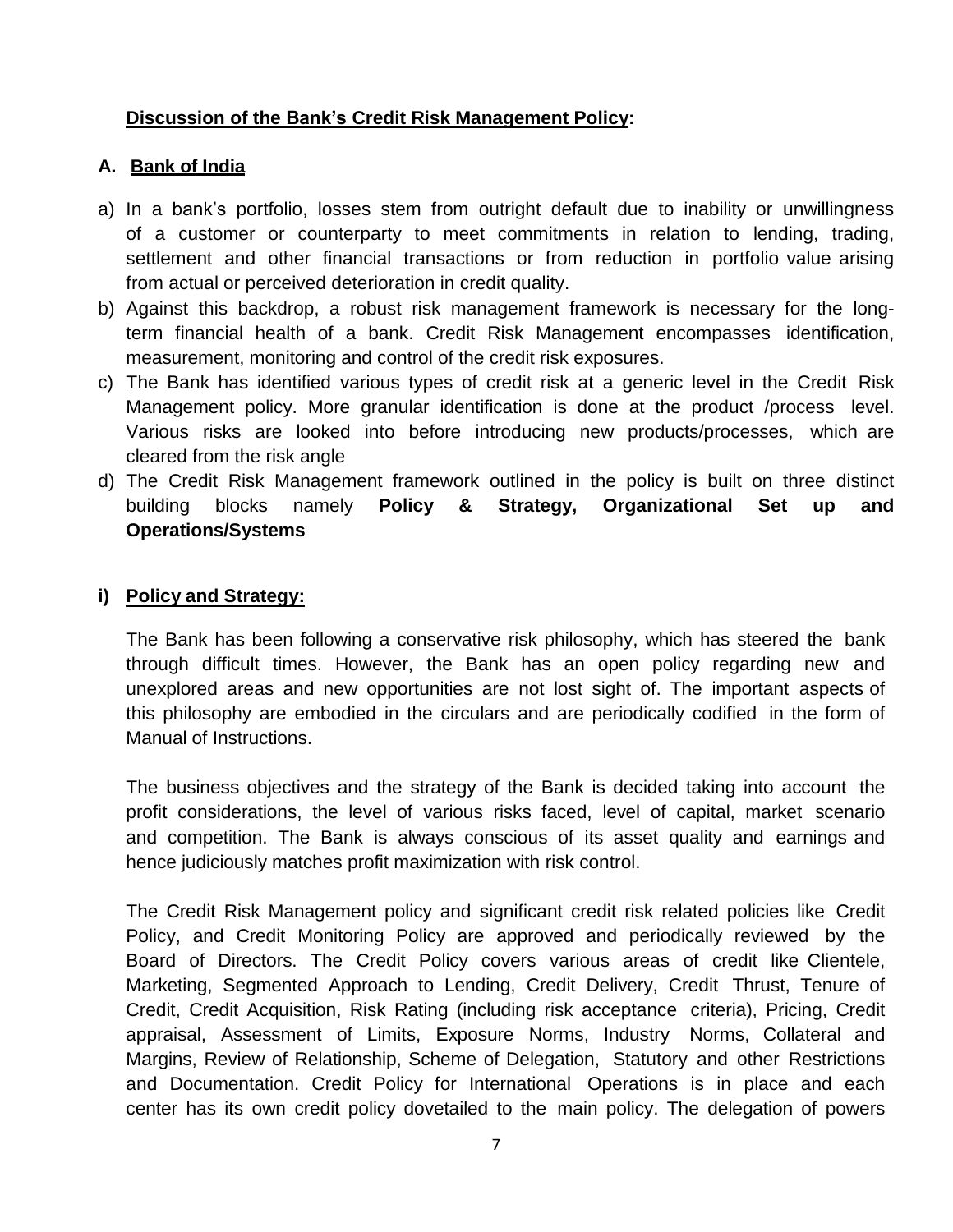**Discussion of the Bank's Credit Risk Management Policy:**

**A. Bank of India**

a) In a bank's portfolio, losses stem from outright default due to inability or unwillingness of a customer or counterparty to meet commitments in relation to lending, trading, settlement and other financial transactions or from reduction in portfolio value arising from actual or perceived deterioration in credit quality.
b) Against this backdrop, a robust risk management framework is necessary for the long-term financial health of a bank. Credit Risk Management encompasses identification, measurement, monitoring and control of the credit risk exposures.
c) The Bank has identified various types of credit risk at a generic level in the Credit Risk Management policy. More granular identification is done at the product /process level. Various risks are looked into before introducing new products/processes, which are cleared from the risk angle
d) The Credit Risk Management framework outlined in the policy is built on three distinct building blocks namely **Policy & Strategy, Organizational Set up and Operations/Systems**

**i) Policy and Strategy:**

The Bank has been following a conservative risk philosophy, which has steered the bank through difficult times. However, the Bank has an open policy regarding new and unexplored areas and new opportunities are not lost sight of. The important aspects of this philosophy are embodied in the circulars and are periodically codified in the form of Manual of Instructions.

The business objectives and the strategy of the Bank is decided taking into account the profit considerations, the level of various risks faced, level of capital, market scenario and competition. The Bank is always conscious of its asset quality and earnings and hence judiciously matches profit maximization with risk control.

The Credit Risk Management policy and significant credit risk related policies like Credit Policy, and Credit Monitoring Policy are approved and periodically reviewed by the Board of Directors. The Credit Policy covers various areas of credit like Clientele, Marketing, Segmented Approach to Lending, Credit Delivery, Credit Thrust, Tenure of Credit, Credit Acquisition, Risk Rating (including risk acceptance criteria), Pricing, Credit appraisal, Assessment of Limits, Exposure Norms, Industry Norms, Collateral and Margins, Review of Relationship, Scheme of Delegation, Statutory and other Restrictions and Documentation. Credit Policy for International Operations is in place and each center has its own credit policy dovetailed to the main policy. The delegation of powers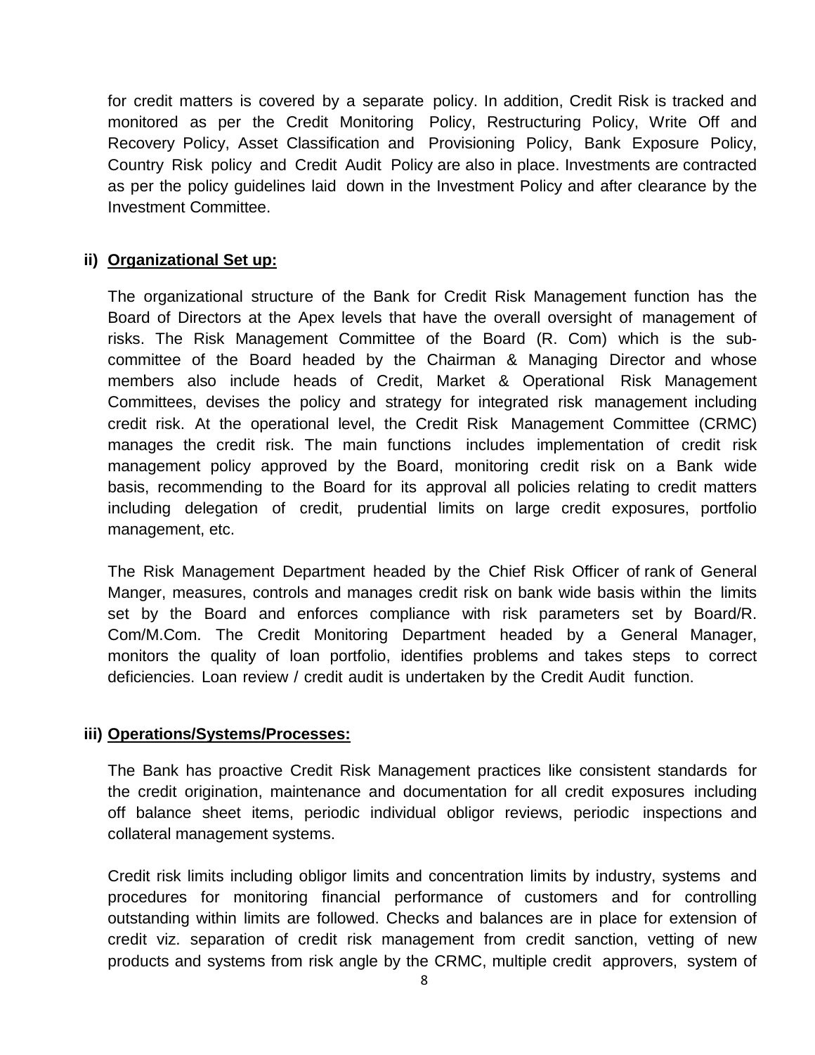for credit matters is covered by a separate policy. In addition, Credit Risk is tracked and monitored as per the Credit Monitoring Policy, Restructuring Policy, Write Off and Recovery Policy, Asset Classification and Provisioning Policy, Bank Exposure Policy, Country Risk policy and Credit Audit Policy are also in place. Investments are contracted as per the policy guidelines laid down in the Investment Policy and after clearance by the Investment Committee.

**ii) Organizational Set up:**

The organizational structure of the Bank for Credit Risk Management function has the Board of Directors at the Apex levels that have the overall oversight of management of risks. The Risk Management Committee of the Board (R. Com) which is the sub-committee of the Board headed by the Chairman & Managing Director and whose members also include heads of Credit, Market & Operational Risk Management Committees, devises the policy and strategy for integrated risk management including credit risk. At the operational level, the Credit Risk Management Committee (CRMC) manages the credit risk. The main functions includes implementation of credit risk management policy approved by the Board, monitoring credit risk on a Bank wide basis, recommending to the Board for its approval all policies relating to credit matters including delegation of credit, prudential limits on large credit exposures, portfolio management, etc.

The Risk Management Department headed by the Chief Risk Officer of rank of General Manger, measures, controls and manages credit risk on bank wide basis within the limits set by the Board and enforces compliance with risk parameters set by Board/R. Com/M.Com. The Credit Monitoring Department headed by a General Manager, monitors the quality of loan portfolio, identifies problems and takes steps to correct deficiencies. Loan review / credit audit is undertaken by the Credit Audit function.

**iii) Operations/Systems/Processes:**

The Bank has proactive Credit Risk Management practices like consistent standards for the credit origination, maintenance and documentation for all credit exposures including off balance sheet items, periodic individual obligor reviews, periodic inspections and collateral management systems.

Credit risk limits including obligor limits and concentration limits by industry, systems and procedures for monitoring financial performance of customers and for controlling outstanding within limits are followed. Checks and balances are in place for extension of credit viz. separation of credit risk management from credit sanction, vetting of new products and systems from risk angle by the CRMC, multiple credit approvers, system of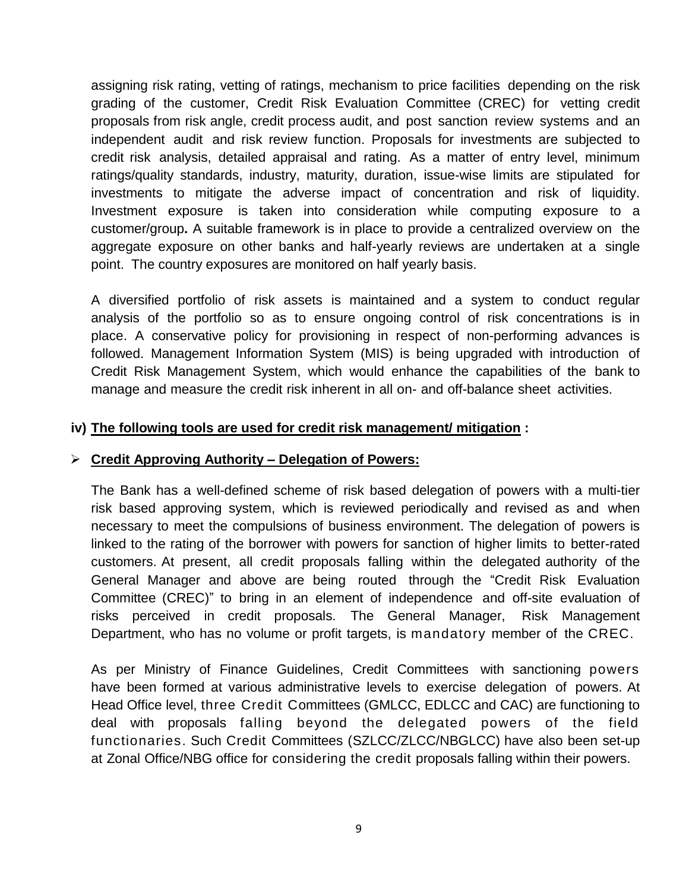assigning risk rating, vetting of ratings, mechanism to price facilities depending on the risk grading of the customer, Credit Risk Evaluation Committee (CREC) for vetting credit proposals from risk angle, credit process audit, and post sanction review systems and an independent audit and risk review function. Proposals for investments are subjected to credit risk analysis, detailed appraisal and rating. As a matter of entry level, minimum ratings/quality standards, industry, maturity, duration, issue-wise limits are stipulated for investments to mitigate the adverse impact of concentration and risk of liquidity. Investment exposure is taken into consideration while computing exposure to a customer/group**.** A suitable framework is in place to provide a centralized overview on the aggregate exposure on other banks and half-yearly reviews are undertaken at a single point. The country exposures are monitored on half yearly basis.

A diversified portfolio of risk assets is maintained and a system to conduct regular analysis of the portfolio so as to ensure ongoing control of risk concentrations is in place. A conservative policy for provisioning in respect of non-performing advances is followed. Management Information System (MIS) is being upgraded with introduction of Credit Risk Management System, which would enhance the capabilities of the bank to manage and measure the credit risk inherent in all on- and off-balance sheet activities.

**iv) The following tools are used for credit risk management/ mitigation :**

- **Credit Approving Authority – Delegation of Powers:**

The Bank has a well-defined scheme of risk based delegation of powers with a multi-tier risk based approving system, which is reviewed periodically and revised as and when necessary to meet the compulsions of business environment. The delegation of powers is linked to the rating of the borrower with powers for sanction of higher limits to better-rated customers. At present, all credit proposals falling within the delegated authority of the General Manager and above are being routed through the "Credit Risk Evaluation Committee (CREC)" to bring in an element of independence and off-site evaluation of risks perceived in credit proposals. The General Manager, Risk Management Department, who has no volume or profit targets, is mandatory member of the CREC.

As per Ministry of Finance Guidelines, Credit Committees with sanctioning powers have been formed at various administrative levels to exercise delegation of powers. At Head Office level, three Credit Committees (GMLCC, EDLCC and CAC) are functioning to deal with proposals falling beyond the delegated powers of the field functionaries. Such Credit Committees (SZLCC/ZLCC/NBGLCC) have also been set-up at Zonal Office/NBG office for considering the credit proposals falling within their powers.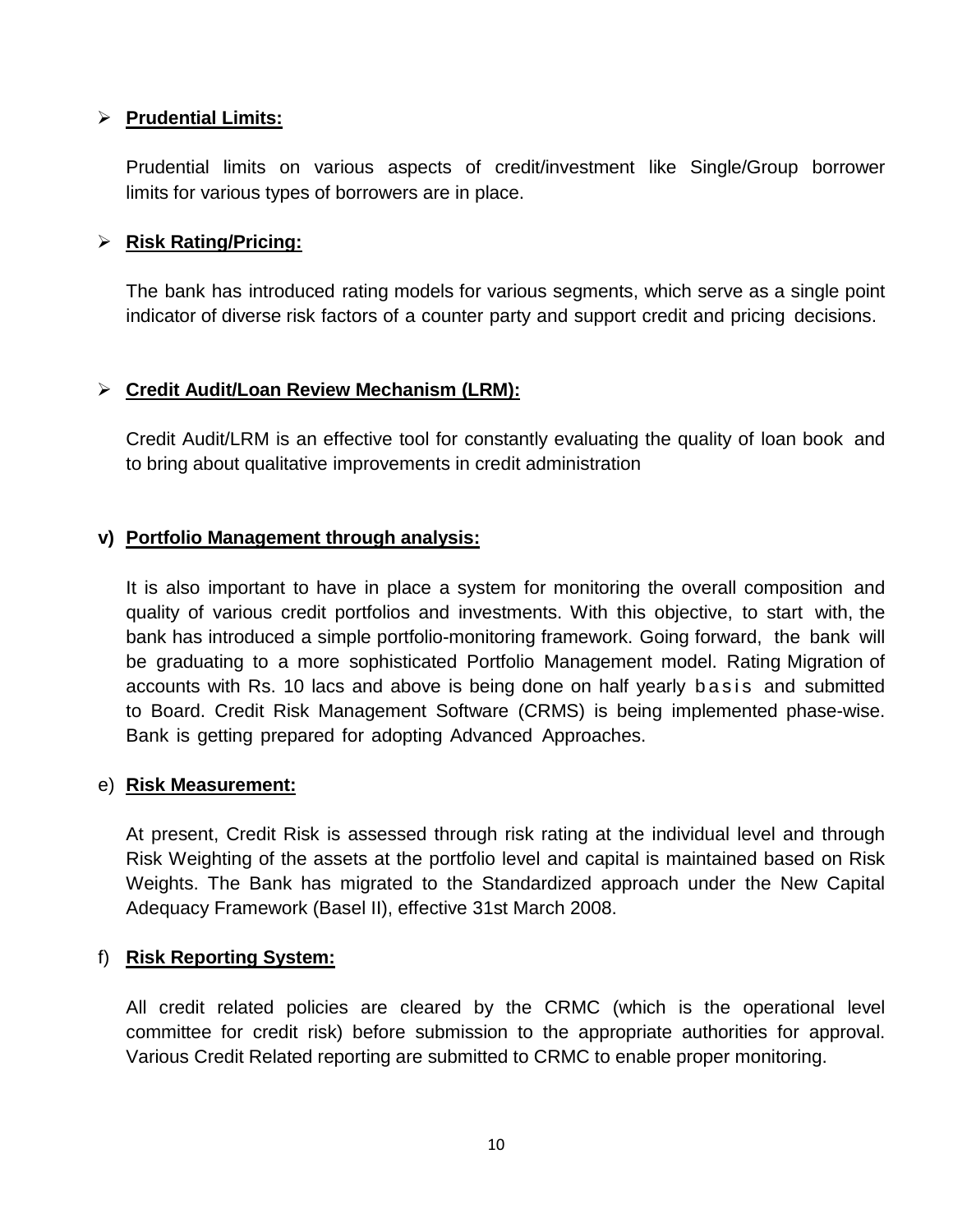- **Prudential Limits:**

  Prudential limits on various aspects of credit/investment like Single/Group borrower limits for various types of borrowers are in place.

- **Risk Rating/Pricing:**

  The bank has introduced rating models for various segments, which serve as a single point indicator of diverse risk factors of a counter party and support credit and pricing decisions.

- **Credit Audit/Loan Review Mechanism (LRM):**

  Credit Audit/LRM is an effective tool for constantly evaluating the quality of loan book and to bring about qualitative improvements in credit administration

**v) Portfolio Management through analysis:**

It is also important to have in place a system for monitoring the overall composition and quality of various credit portfolios and investments. With this objective, to start with, the bank has introduced a simple portfolio-monitoring framework. Going forward, the bank will be graduating to a more sophisticated Portfolio Management model. Rating Migration of accounts with Rs. 10 lacs and above is being done on half yearly basis and submitted to Board. Credit Risk Management Software (CRMS) is being implemented phase-wise. Bank is getting prepared for adopting Advanced Approaches.

e) **Risk Measurement:**

At present, Credit Risk is assessed through risk rating at the individual level and through Risk Weighting of the assets at the portfolio level and capital is maintained based on Risk Weights. The Bank has migrated to the Standardized approach under the New Capital Adequacy Framework (Basel II), effective 31st March 2008.

f) **Risk Reporting System:**

All credit related policies are cleared by the CRMC (which is the operational level committee for credit risk) before submission to the appropriate authorities for approval. Various Credit Related reporting are submitted to CRMC to enable proper monitoring.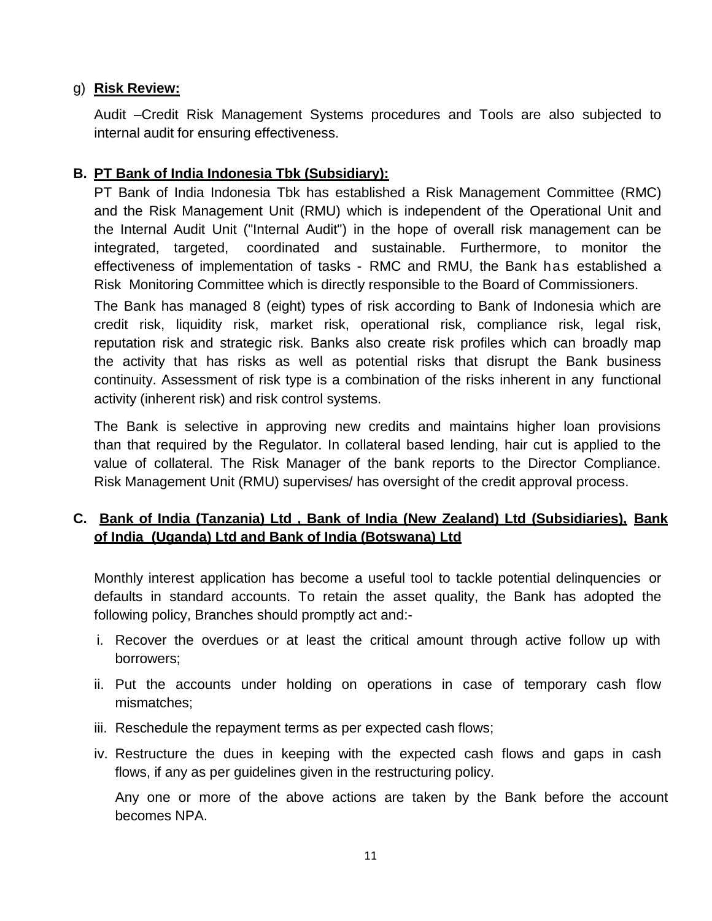g) **Risk Review:**

Audit –Credit Risk Management Systems procedures and Tools are also subjected to internal audit for ensuring effectiveness.

**B. PT Bank of India Indonesia Tbk (Subsidiary):**

PT Bank of India Indonesia Tbk has established a Risk Management Committee (RMC) and the Risk Management Unit (RMU) which is independent of the Operational Unit and the Internal Audit Unit ("Internal Audit") in the hope of overall risk management can be integrated, targeted, coordinated and sustainable. Furthermore, to monitor the effectiveness of implementation of tasks - RMC and RMU, the Bank has established a Risk Monitoring Committee which is directly responsible to the Board of Commissioners.

The Bank has managed 8 (eight) types of risk according to Bank of Indonesia which are credit risk, liquidity risk, market risk, operational risk, compliance risk, legal risk, reputation risk and strategic risk. Banks also create risk profiles which can broadly map the activity that has risks as well as potential risks that disrupt the Bank business continuity. Assessment of risk type is a combination of the risks inherent in any functional activity (inherent risk) and risk control systems.

The Bank is selective in approving new credits and maintains higher loan provisions than that required by the Regulator. In collateral based lending, hair cut is applied to the value of collateral. The Risk Manager of the bank reports to the Director Compliance. Risk Management Unit (RMU) supervises/ has oversight of the credit approval process.

**C. Bank of India (Tanzania) Ltd , Bank of India (New Zealand) Ltd (Subsidiaries), Bank of India (Uganda) Ltd and Bank of India (Botswana) Ltd**

Monthly interest application has become a useful tool to tackle potential delinquencies or defaults in standard accounts. To retain the asset quality, the Bank has adopted the following policy, Branches should promptly act and:-

i. Recover the overdues or at least the critical amount through active follow up with borrowers;

ii. Put the accounts under holding on operations in case of temporary cash flow mismatches;

iii. Reschedule the repayment terms as per expected cash flows;

iv. Restructure the dues in keeping with the expected cash flows and gaps in cash flows, if any as per guidelines given in the restructuring policy.

Any one or more of the above actions are taken by the Bank before the account becomes NPA.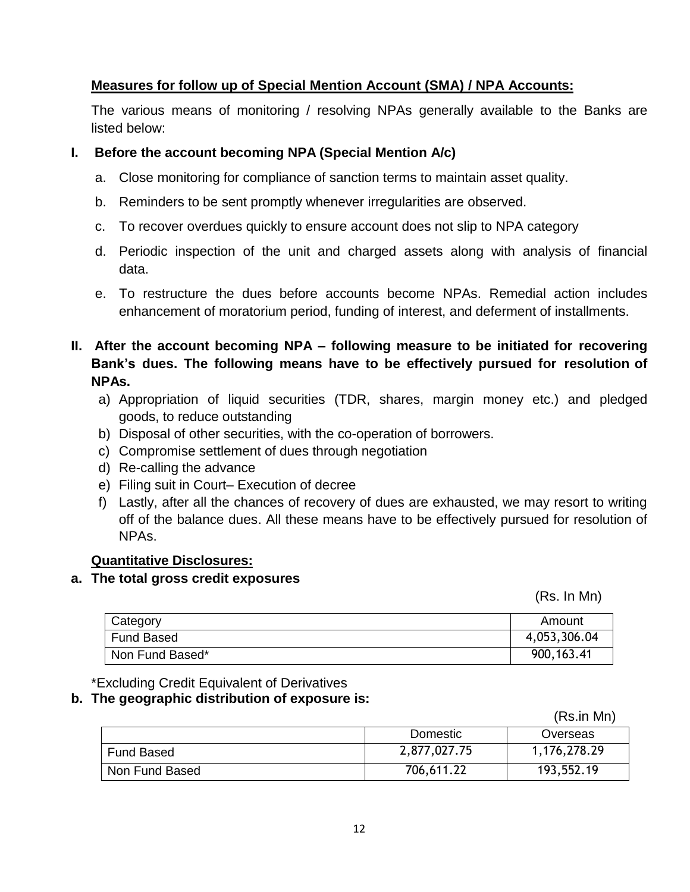**Measures for follow up of Special Mention Account (SMA) / NPA Accounts:**

The various means of monitoring / resolving NPAs generally available to the Banks are listed below:

**I. Before the account becoming NPA (Special Mention A/c)**

a. Close monitoring for compliance of sanction terms to maintain asset quality.

b. Reminders to be sent promptly whenever irregularities are observed.

c. To recover overdues quickly to ensure account does not slip to NPA category

d. Periodic inspection of the unit and charged assets along with analysis of financial data.

e. To restructure the dues before accounts become NPAs. Remedial action includes enhancement of moratorium period, funding of interest, and deferment of installments.

**II. After the account becoming NPA – following measure to be initiated for recovering Bank's dues. The following means have to be effectively pursued for resolution of NPAs.**

a) Appropriation of liquid securities (TDR, shares, margin money etc.) and pledged goods, to reduce outstanding
b) Disposal of other securities, with the co-operation of borrowers.
c) Compromise settlement of dues through negotiation
d) Re-calling the advance
e) Filing suit in Court– Execution of decree
f) Lastly, after all the chances of recovery of dues are exhausted, we may resort to writing off of the balance dues. All these means have to be effectively pursued for resolution of NPAs.

**Quantitative Disclosures:**

**a. The total gross credit exposures**

(Rs. In Mn)

| Category | Amount |
|---|---|
| Fund Based | 4,053,306.04 |
| Non Fund Based* | 900,163.41 |

*Excluding Credit Equivalent of Derivatives

**b. The geographic distribution of exposure is:**

(Rs.in Mn)

| | Domestic | Overseas |
|---|---|---|
| Fund Based | 2,877,027.75 | 1,176,278.29 |
| Non Fund Based | 706,611.22 | 193,552.19 |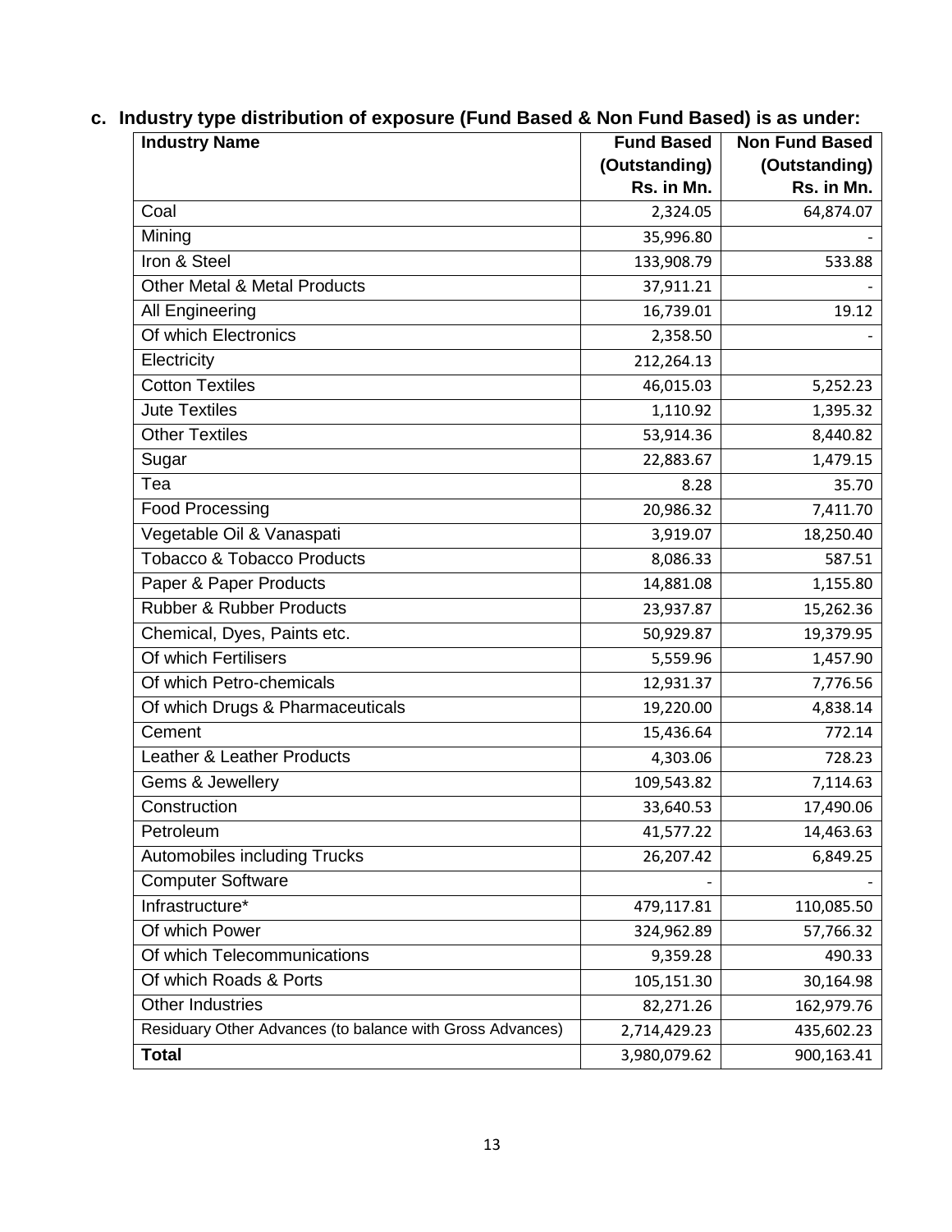**c. Industry type distribution of exposure (Fund Based & Non Fund Based) is as under:**

| Industry Name | Fund Based (Outstanding) Rs. in Mn. | Non Fund Based (Outstanding) Rs. in Mn. |
|---|---|---|
| Coal | 2,324.05 | 64,874.07 |
| Mining | 35,996.80 | - |
| Iron & Steel | 133,908.79 | 533.88 |
| Other Metal & Metal Products | 37,911.21 | - |
| All Engineering | 16,739.01 | 19.12 |
| Of which Electronics | 2,358.50 | - |
| Electricity | 212,264.13 | |
| Cotton Textiles | 46,015.03 | 5,252.23 |
| Jute Textiles | 1,110.92 | 1,395.32 |
| Other Textiles | 53,914.36 | 8,440.82 |
| Sugar | 22,883.67 | 1,479.15 |
| Tea | 8.28 | 35.70 |
| Food Processing | 20,986.32 | 7,411.70 |
| Vegetable Oil & Vanaspati | 3,919.07 | 18,250.40 |
| Tobacco & Tobacco Products | 8,086.33 | 587.51 |
| Paper & Paper Products | 14,881.08 | 1,155.80 |
| Rubber & Rubber Products | 23,937.87 | 15,262.36 |
| Chemical, Dyes, Paints etc. | 50,929.87 | 19,379.95 |
| Of which Fertilisers | 5,559.96 | 1,457.90 |
| Of which Petro-chemicals | 12,931.37 | 7,776.56 |
| Of which Drugs & Pharmaceuticals | 19,220.00 | 4,838.14 |
| Cement | 15,436.64 | 772.14 |
| Leather & Leather Products | 4,303.06 | 728.23 |
| Gems & Jewellery | 109,543.82 | 7,114.63 |
| Construction | 33,640.53 | 17,490.06 |
| Petroleum | 41,577.22 | 14,463.63 |
| Automobiles including Trucks | 26,207.42 | 6,849.25 |
| Computer Software | - | - |
| Infrastructure* | 479,117.81 | 110,085.50 |
| Of which Power | 324,962.89 | 57,766.32 |
| Of which Telecommunications | 9,359.28 | 490.33 |
| Of which Roads & Ports | 105,151.30 | 30,164.98 |
| Other Industries | 82,271.26 | 162,979.76 |
| Residuary Other Advances (to balance with Gross Advances) | 2,714,429.23 | 435,602.23 |
| **Total** | 3,980,079.62 | 900,163.41 |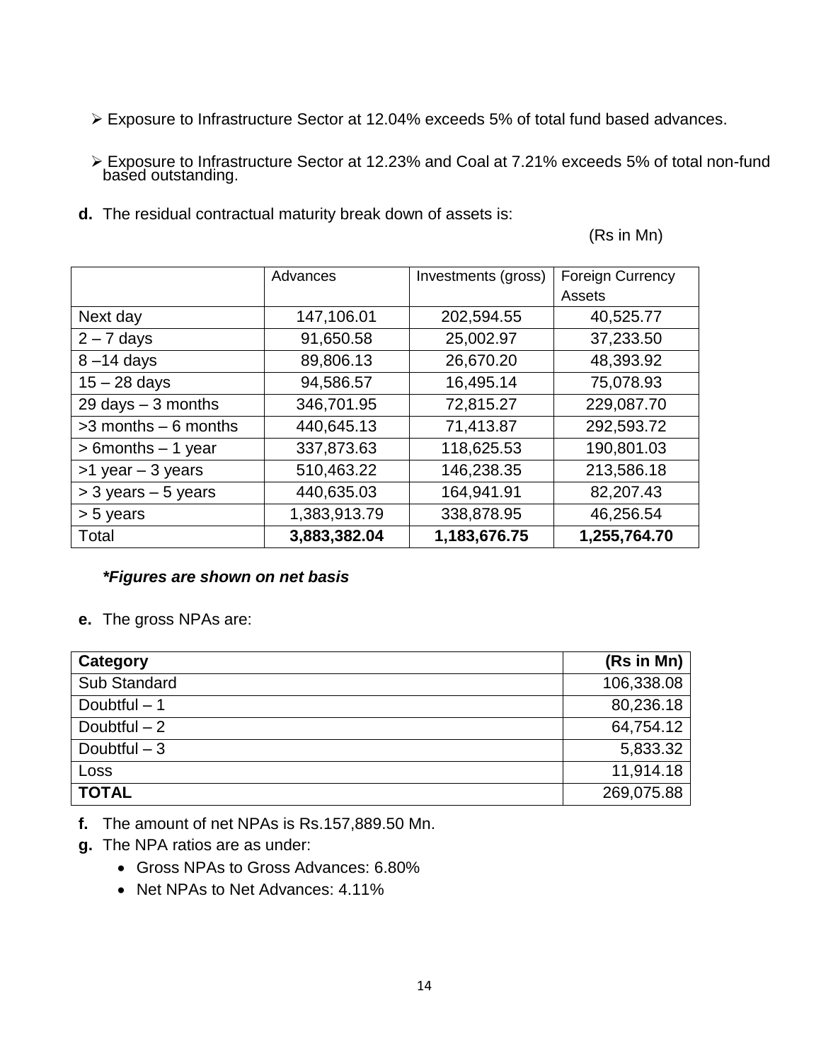- Exposure to Infrastructure Sector at 12.04% exceeds 5% of total fund based advances.

- Exposure to Infrastructure Sector at 12.23% and Coal at 7.21% exceeds 5% of total non-fund based outstanding.

**d.** The residual contractual maturity break down of assets is:

(Rs in Mn)

| | Advances | Investments (gross) | Foreign Currency Assets |
|---|---|---|---|
| Next day | 147,106.01 | 202,594.55 | 40,525.77 |
| 2 – 7 days | 91,650.58 | 25,002.97 | 37,233.50 |
| 8 –14 days | 89,806.13 | 26,670.20 | 48,393.92 |
| 15 – 28 days | 94,586.57 | 16,495.14 | 75,078.93 |
| 29 days – 3 months | 346,701.95 | 72,815.27 | 229,087.70 |
| >3 months – 6 months | 440,645.13 | 71,413.87 | 292,593.72 |
| > 6months – 1 year | 337,873.63 | 118,625.53 | 190,801.03 |
| >1 year – 3 years | 510,463.22 | 146,238.35 | 213,586.18 |
| > 3 years – 5 years | 440,635.03 | 164,941.91 | 82,207.43 |
| > 5 years | 1,383,913.79 | 338,878.95 | 46,256.54 |
| Total | **3,883,382.04** | **1,183,676.75** | **1,255,764.70** |

***Figures are shown on net basis***

**e.** The gross NPAs are:

| **Category** | **(Rs in Mn)** |
|---|---|
| Sub Standard | 106,338.08 |
| Doubtful – 1 | 80,236.18 |
| Doubtful – 2 | 64,754.12 |
| Doubtful – 3 | 5,833.32 |
| Loss | 11,914.18 |
| **TOTAL** | 269,075.88 |

**f.** The amount of net NPAs is Rs.157,889.50 Mn.

**g.** The NPA ratios are as under:

- Gross NPAs to Gross Advances: 6.80%
- Net NPAs to Net Advances: 4.11%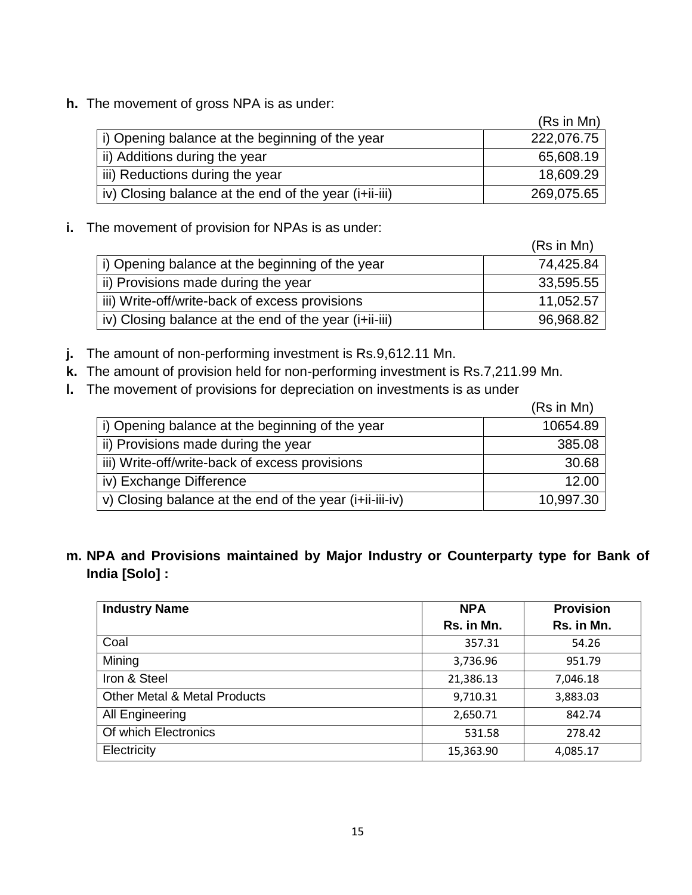**h.** The movement of gross NPA is as under:

(Rs in Mn)

| | |
|---|---:|
| i) Opening balance at the beginning of the year | 222,076.75 |
| ii) Additions during the year | 65,608.19 |
| iii) Reductions during the year | 18,609.29 |
| iv) Closing balance at the end of the year (i+ii-iii) | 269,075.65 |

**i.** The movement of provision for NPAs is as under:

(Rs in Mn)

| | |
|---|---:|
| i) Opening balance at the beginning of the year | 74,425.84 |
| ii) Provisions made during the year | 33,595.55 |
| iii) Write-off/write-back of excess provisions | 11,052.57 |
| iv) Closing balance at the end of the year (i+ii-iii) | 96,968.82 |

**j.** The amount of non-performing investment is Rs.9,612.11 Mn.

**k.** The amount of provision held for non-performing investment is Rs.7,211.99 Mn.

**l.** The movement of provisions for depreciation on investments is as under

(Rs in Mn)

| | |
|---|---:|
| i) Opening balance at the beginning of the year | 10654.89 |
| ii) Provisions made during the year | 385.08 |
| iii) Write-off/write-back of excess provisions | 30.68 |
| iv) Exchange Difference | 12.00 |
| v) Closing balance at the end of the year (i+ii-iii-iv) | 10,997.30 |

**m. NPA and Provisions maintained by Major Industry or Counterparty type for Bank of India [Solo] :**

| Industry Name | NPA Rs. in Mn. | Provision Rs. in Mn. |
|---|---:|---:|
| Coal | 357.31 | 54.26 |
| Mining | 3,736.96 | 951.79 |
| Iron & Steel | 21,386.13 | 7,046.18 |
| Other Metal & Metal Products | 9,710.31 | 3,883.03 |
| All Engineering | 2,650.71 | 842.74 |
| Of which Electronics | 531.58 | 278.42 |
| Electricity | 15,363.90 | 4,085.17 |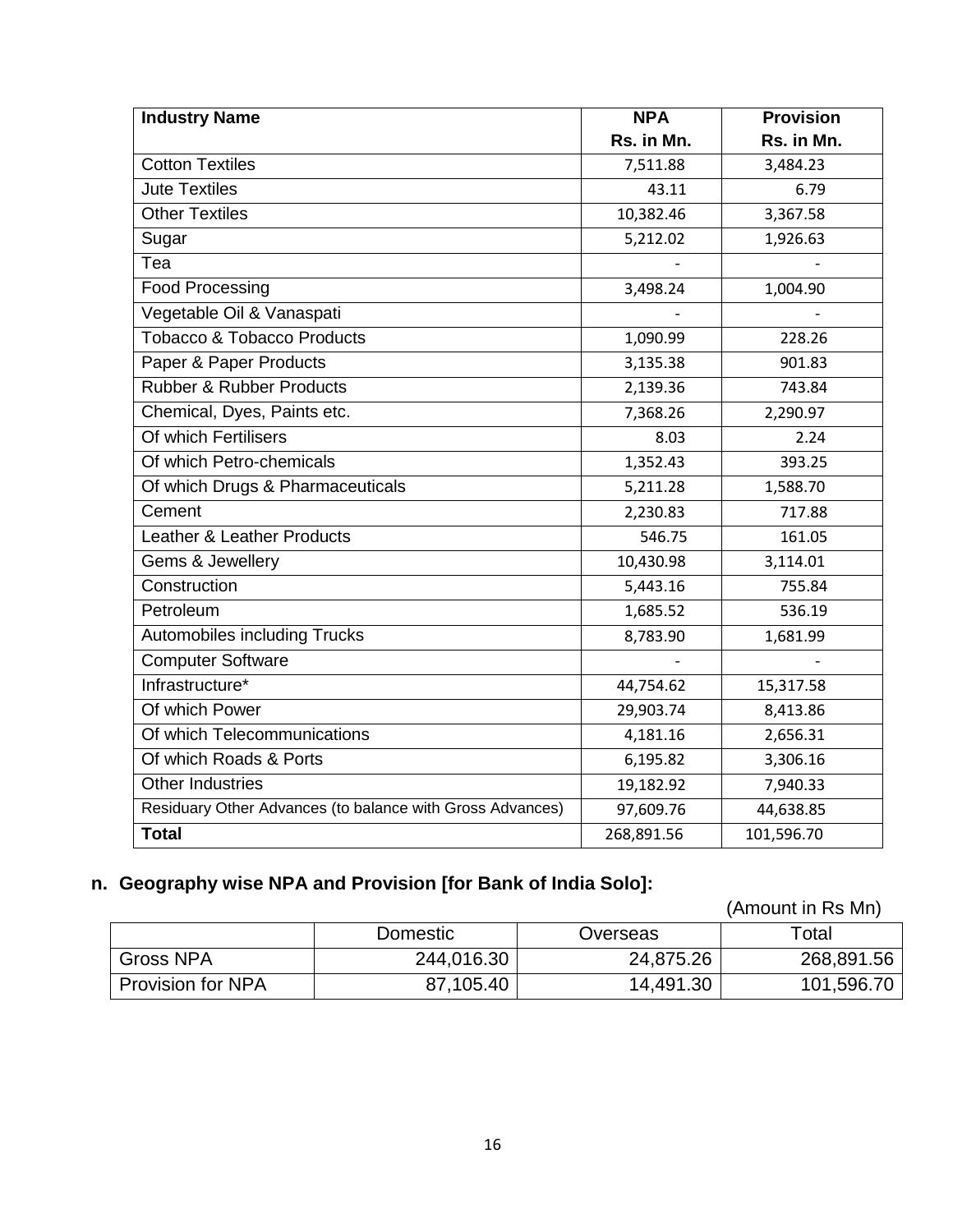| Industry Name | NPA Rs. in Mn. | Provision Rs. in Mn. |
|---|---|---|
| Cotton Textiles | 7,511.88 | 3,484.23 |
| Jute Textiles | 43.11 | 6.79 |
| Other Textiles | 10,382.46 | 3,367.58 |
| Sugar | 5,212.02 | 1,926.63 |
| Tea | - | - |
| Food Processing | 3,498.24 | 1,004.90 |
| Vegetable Oil & Vanaspati | - | - |
| Tobacco & Tobacco Products | 1,090.99 | 228.26 |
| Paper & Paper Products | 3,135.38 | 901.83 |
| Rubber & Rubber Products | 2,139.36 | 743.84 |
| Chemical, Dyes, Paints etc. | 7,368.26 | 2,290.97 |
| Of which Fertilisers | 8.03 | 2.24 |
| Of which Petro-chemicals | 1,352.43 | 393.25 |
| Of which Drugs & Pharmaceuticals | 5,211.28 | 1,588.70 |
| Cement | 2,230.83 | 717.88 |
| Leather & Leather Products | 546.75 | 161.05 |
| Gems & Jewellery | 10,430.98 | 3,114.01 |
| Construction | 5,443.16 | 755.84 |
| Petroleum | 1,685.52 | 536.19 |
| Automobiles including Trucks | 8,783.90 | 1,681.99 |
| Computer Software | - | - |
| Infrastructure* | 44,754.62 | 15,317.58 |
| Of which Power | 29,903.74 | 8,413.86 |
| Of which Telecommunications | 4,181.16 | 2,656.31 |
| Of which Roads & Ports | 6,195.82 | 3,306.16 |
| Other Industries | 19,182.92 | 7,940.33 |
| Residuary Other Advances (to balance with Gross Advances) | 97,609.76 | 44,638.85 |
| **Total** | 268,891.56 | 101,596.70 |

## n. Geography wise NPA and Provision [for Bank of India Solo]:

(Amount in Rs Mn)

| | Domestic | Overseas | Total |
|---|---|---|---|
| Gross NPA | 244,016.30 | 24,875.26 | 268,891.56 |
| Provision for NPA | 87,105.40 | 14,491.30 | 101,596.70 |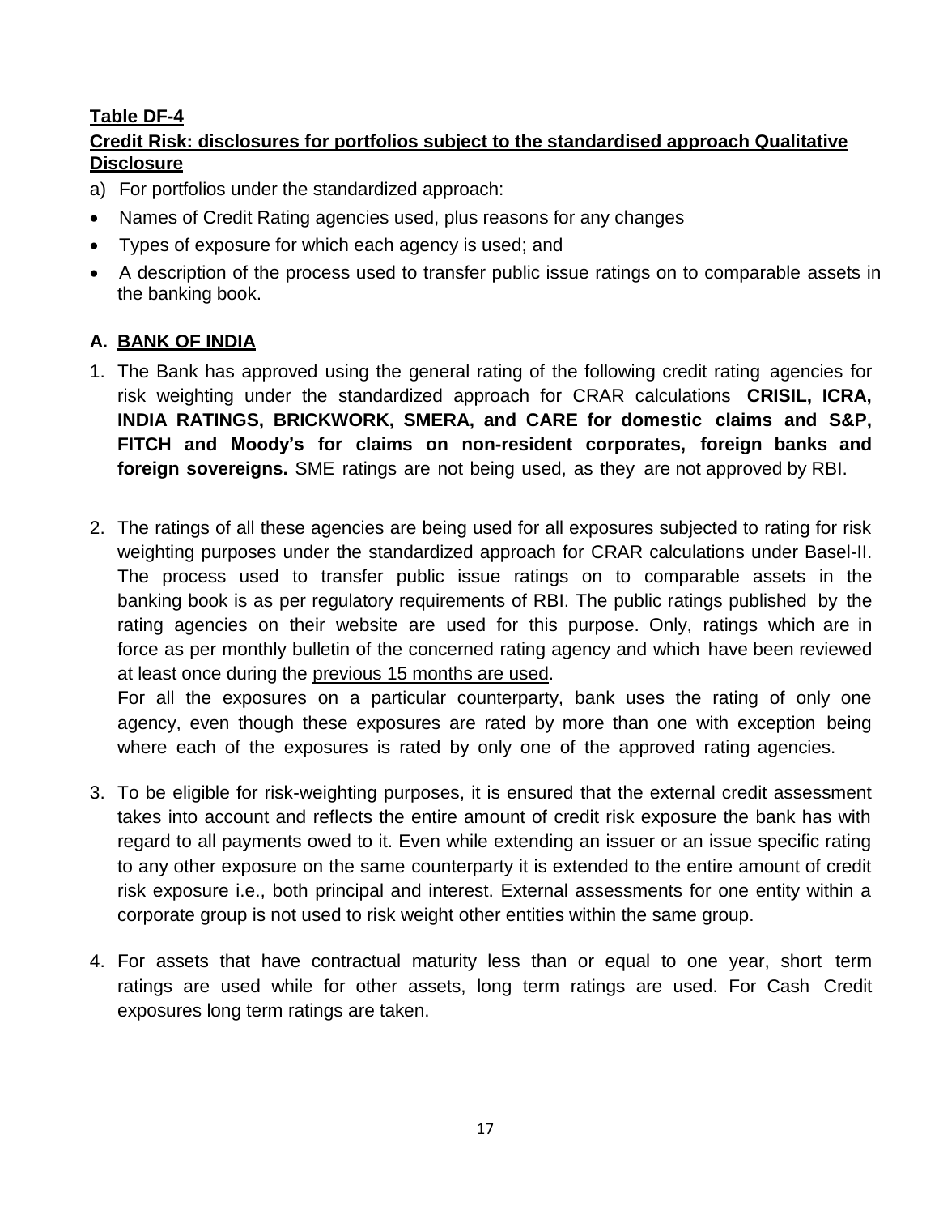**Table DF-4**

**Credit Risk: disclosures for portfolios subject to the standardised approach Qualitative Disclosure**

a) For portfolios under the standardized approach:

- Names of Credit Rating agencies used, plus reasons for any changes
- Types of exposure for which each agency is used; and
- A description of the process used to transfer public issue ratings on to comparable assets in the banking book.

**A. BANK OF INDIA**

1. The Bank has approved using the general rating of the following credit rating agencies for risk weighting under the standardized approach for CRAR calculations **CRISIL, ICRA, INDIA RATINGS, BRICKWORK, SMERA, and CARE for domestic claims and S&P, FITCH and Moody's for claims on non-resident corporates, foreign banks and foreign sovereigns.** SME ratings are not being used, as they are not approved by RBI.

2. The ratings of all these agencies are being used for all exposures subjected to rating for risk weighting purposes under the standardized approach for CRAR calculations under Basel-II. The process used to transfer public issue ratings on to comparable assets in the banking book is as per regulatory requirements of RBI. The public ratings published by the rating agencies on their website are used for this purpose. Only, ratings which are in force as per monthly bulletin of the concerned rating agency and which have been reviewed at least once during the previous 15 months are used.

   For all the exposures on a particular counterparty, bank uses the rating of only one agency, even though these exposures are rated by more than one with exception being where each of the exposures is rated by only one of the approved rating agencies.

3. To be eligible for risk-weighting purposes, it is ensured that the external credit assessment takes into account and reflects the entire amount of credit risk exposure the bank has with regard to all payments owed to it. Even while extending an issuer or an issue specific rating to any other exposure on the same counterparty it is extended to the entire amount of credit risk exposure i.e., both principal and interest. External assessments for one entity within a corporate group is not used to risk weight other entities within the same group.

4. For assets that have contractual maturity less than or equal to one year, short term ratings are used while for other assets, long term ratings are used. For Cash Credit exposures long term ratings are taken.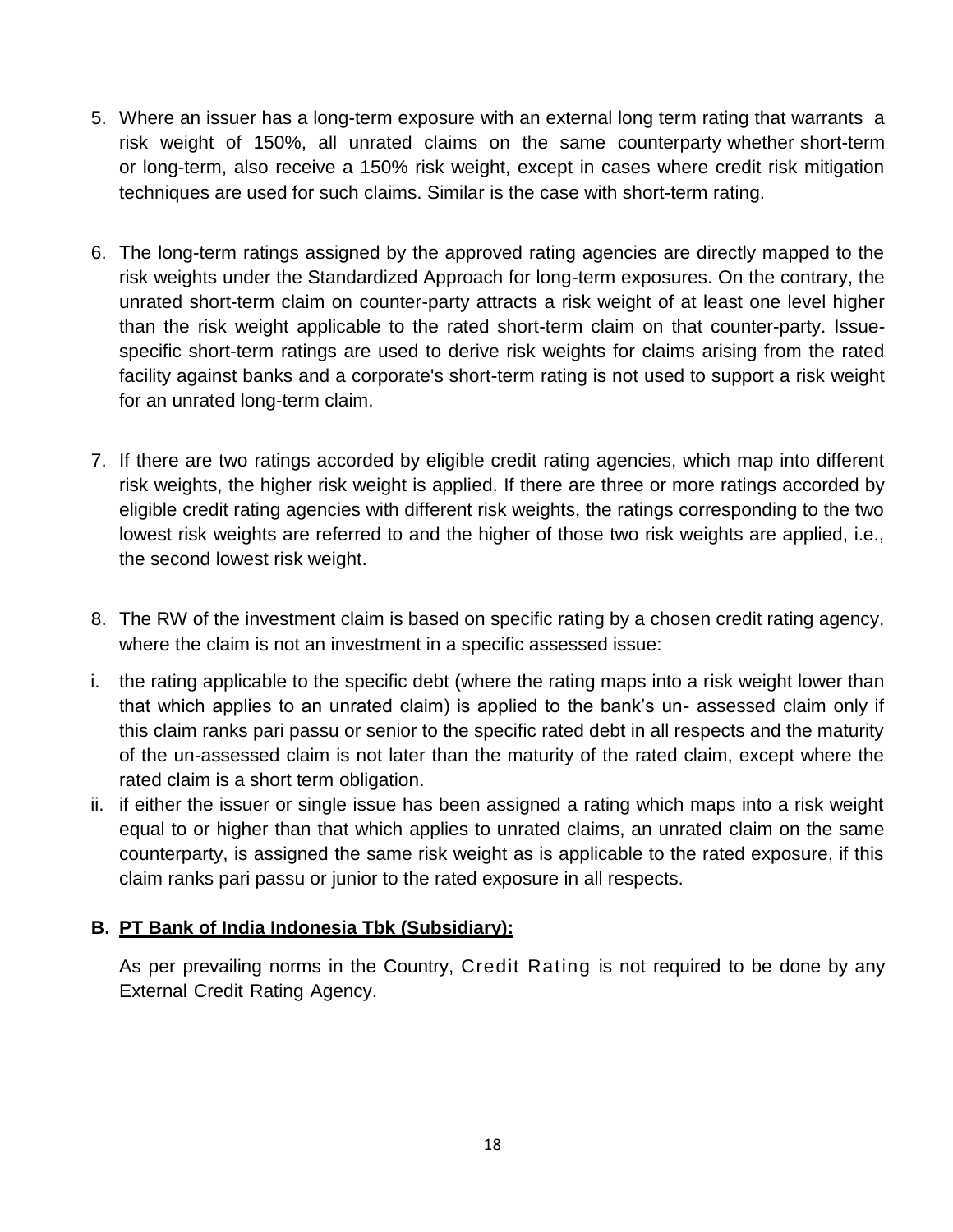5. Where an issuer has a long-term exposure with an external long term rating that warrants a risk weight of 150%, all unrated claims on the same counterparty whether short-term or long-term, also receive a 150% risk weight, except in cases where credit risk mitigation techniques are used for such claims. Similar is the case with short-term rating.

6. The long-term ratings assigned by the approved rating agencies are directly mapped to the risk weights under the Standardized Approach for long-term exposures. On the contrary, the unrated short-term claim on counter-party attracts a risk weight of at least one level higher than the risk weight applicable to the rated short-term claim on that counter-party. Issue-specific short-term ratings are used to derive risk weights for claims arising from the rated facility against banks and a corporate's short-term rating is not used to support a risk weight for an unrated long-term claim.

7. If there are two ratings accorded by eligible credit rating agencies, which map into different risk weights, the higher risk weight is applied. If there are three or more ratings accorded by eligible credit rating agencies with different risk weights, the ratings corresponding to the two lowest risk weights are referred to and the higher of those two risk weights are applied, i.e., the second lowest risk weight.

8. The RW of the investment claim is based on specific rating by a chosen credit rating agency, where the claim is not an investment in a specific assessed issue:

i. the rating applicable to the specific debt (where the rating maps into a risk weight lower than that which applies to an unrated claim) is applied to the bank's un- assessed claim only if this claim ranks pari passu or senior to the specific rated debt in all respects and the maturity of the un-assessed claim is not later than the maturity of the rated claim, except where the rated claim is a short term obligation.

ii. if either the issuer or single issue has been assigned a rating which maps into a risk weight equal to or higher than that which applies to unrated claims, an unrated claim on the same counterparty, is assigned the same risk weight as is applicable to the rated exposure, if this claim ranks pari passu or junior to the rated exposure in all respects.

**B. PT Bank of India Indonesia Tbk (Subsidiary):**

As per prevailing norms in the Country, Credit Rating is not required to be done by any External Credit Rating Agency.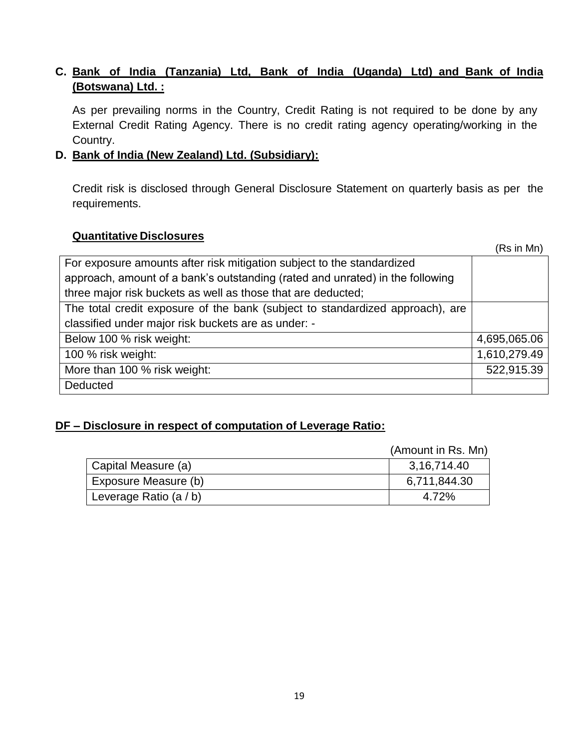**C. Bank of India (Tanzania) Ltd, Bank of India (Uganda) Ltd) and Bank of India (Botswana) Ltd. :**

As per prevailing norms in the Country, Credit Rating is not required to be done by any External Credit Rating Agency. There is no credit rating agency operating/working in the Country.

**D. Bank of India (New Zealand) Ltd. (Subsidiary):**

Credit risk is disclosed through General Disclosure Statement on quarterly basis as per the requirements.

**Quantitative Disclosures**

(Rs in Mn)

| | |
|---|---|
| For exposure amounts after risk mitigation subject to the standardized approach, amount of a bank's outstanding (rated and unrated) in the following three major risk buckets as well as those that are deducted; | |
| The total credit exposure of the bank (subject to standardized approach), are classified under major risk buckets are as under: - | |
| Below 100 % risk weight: | 4,695,065.06 |
| 100 % risk weight: | 1,610,279.49 |
| More than 100 % risk weight: | 522,915.39 |
| Deducted | |

**DF – Disclosure in respect of computation of Leverage Ratio:**

(Amount in Rs. Mn)

| | |
|---|---|
| Capital Measure (a) | 3,16,714.40 |
| Exposure Measure (b) | 6,711,844.30 |
| Leverage Ratio (a / b) | 4.72% |